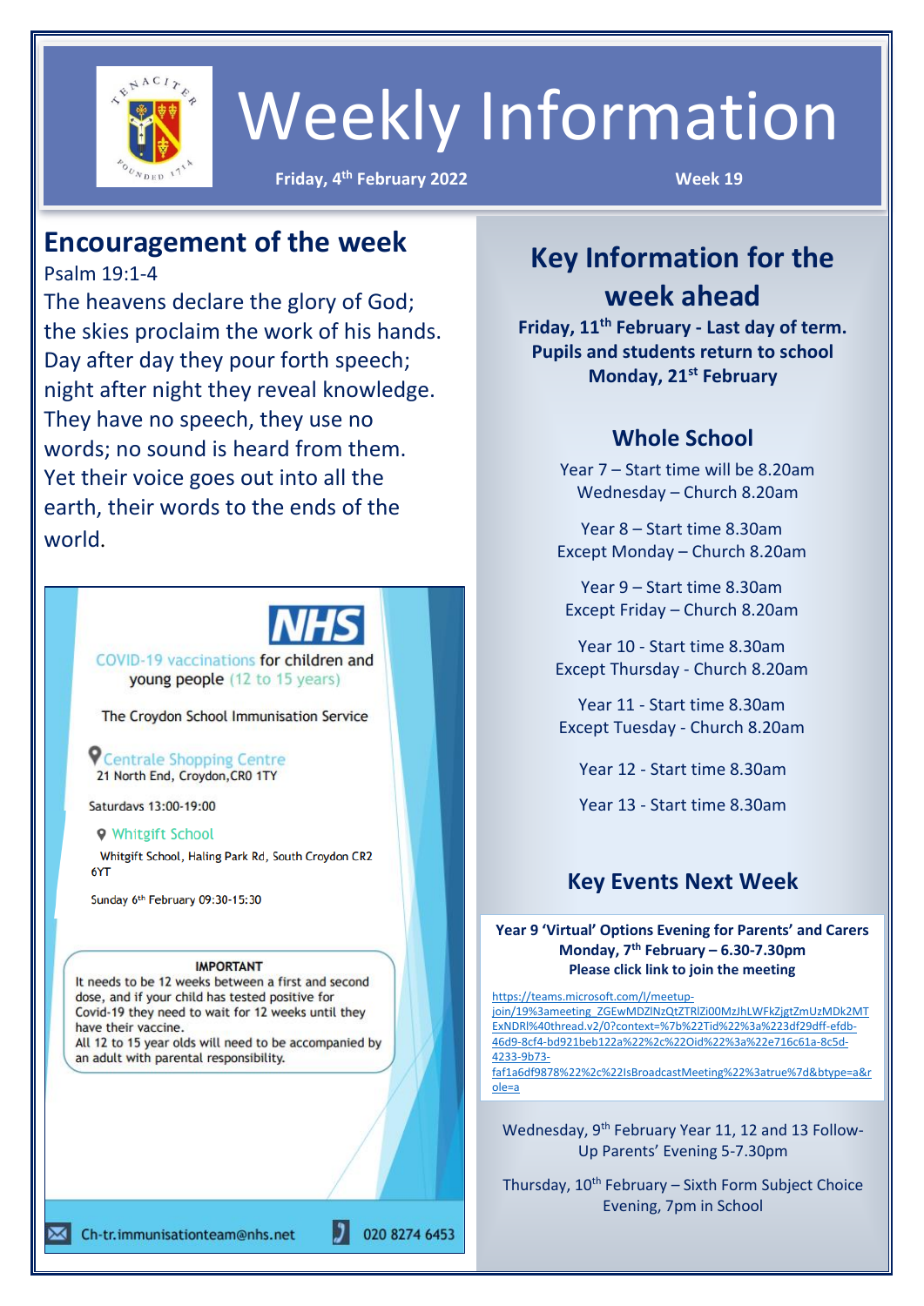# Weekly Information

**Friday, 4th February 2022** **Week 19**

## Encouragement of the week

Psalm 19:1-4

The heavens declare the glory of God; the skies proclaim the work of his hands. Day after day they pour forth speech; night after night they reveal knowledge. They have no speech, they use no words; no sound is heard from them. Yet their voice goes out into all the earth, their words to the ends of the world.

**NHS**

COVID-19 vaccinations for children and young people (12 to 15 years)

The Croydon School Immunisation Service

Centrale Shopping Centre
21 North End, Croydon, CR0 1TY

Saturdays 13:00-19:00

Whitgift School
Whitgift School, Haling Park Rd, South Croydon CR2 6YT

Sunday 6th February 09:30-15:30

**IMPORTANT**
It needs to be 12 weeks between a first and second dose, and if your child has tested positive for Covid-19 they need to wait for 12 weeks until they have their vaccine.
All 12 to 15 year olds will need to be accompanied by an adult with parental responsibility.

Ch-tr.immunisationteam@nhs.net 020 8274 6453

## Key Information for the week ahead

**Friday, 11th February - Last day of term. Pupils and students return to school Monday, 21st February**

### Whole School

Year 7 – Start time will be 8.20am
Wednesday – Church 8.20am

Year 8 – Start time 8.30am
Except Monday – Church 8.20am

Year 9 – Start time 8.30am
Except Friday – Church 8.20am

Year 10 - Start time 8.30am
Except Thursday - Church 8.20am

Year 11 - Start time 8.30am
Except Tuesday - Church 8.20am

Year 12 - Start time 8.30am

Year 13 - Start time 8.30am

### Key Events Next Week

**Year 9 'Virtual' Options Evening for Parents' and Carers**
**Monday, 7th February – 6.30-7.30pm**
**Please click link to join the meeting**

https://teams.microsoft.com/l/meetup-join/19%3ameeting_ZGEwMDZlNzQtZTRlZi00MzJhLWFkZjgtZmUzMDk2MTExNDRl%40thread.v2/0?context=%7b%22Tid%22%3a%223df29dff-efdb-46d9-8cf4-bd921beb122a%22%2c%22Oid%22%3a%22e716c61a-8c5d-4233-9b73-faf1a6df9878%22%2c%22IsBroadcastMeeting%22%3atrue%7d&btype=a&role=a

Wednesday, 9th February Year 11, 12 and 13 Follow-Up Parents' Evening 5-7.30pm

Thursday, 10th February – Sixth Form Subject Choice Evening, 7pm in School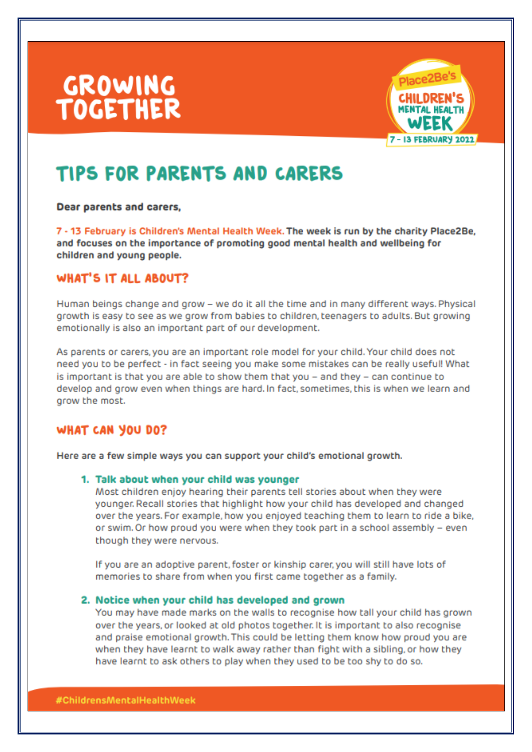# GROWING TOGETHER

Place2Be's CHILDREN'S MENTAL HEALTH WEEK 7 - 13 FEBRUARY 2022

## TIPS FOR PARENTS AND CARERS

**Dear parents and carers,**

**7 - 13 February is Children's Mental Health Week. The week is run by the charity Place2Be, and focuses on the importance of promoting good mental health and wellbeing for children and young people.**

### WHAT'S IT ALL ABOUT?

Human beings change and grow – we do it all the time and in many different ways. Physical growth is easy to see as we grow from babies to children, teenagers to adults. But growing emotionally is also an important part of our development.

As parents or carers, you are an important role model for your child. Your child does not need you to be perfect - in fact seeing you make some mistakes can be really useful! What is important is that you are able to show them that you – and they – can continue to develop and grow even when things are hard. In fact, sometimes, this is when we learn and grow the most.

### WHAT CAN YOU DO?

**Here are a few simple ways you can support your child's emotional growth.**

1. **Talk about when your child was younger**
   Most children enjoy hearing their parents tell stories about when they were younger. Recall stories that highlight how your child has developed and changed over the years. For example, how you enjoyed teaching them to learn to ride a bike, or swim. Or how proud you were when they took part in a school assembly – even though they were nervous.

   If you are an adoptive parent, foster or kinship carer, you will still have lots of memories to share from when you first came together as a family.

2. **Notice when your child has developed and grown**
   You may have made marks on the walls to recognise how tall your child has grown over the years, or looked at old photos together. It is important to also recognise and praise emotional growth. This could be letting them know how proud you are when they have learnt to walk away rather than fight with a sibling, or how they have learnt to ask others to play when they used to be too shy to do so.

#ChildrensMentalHealthWeek